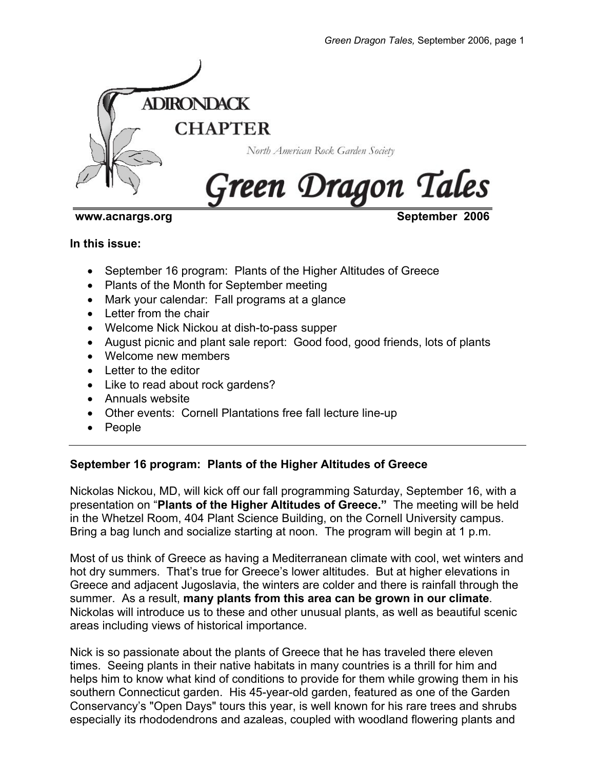# ADIRONDACK CHAPTER

North American Rock Garden Society

# Green Dragon Tales

**www.acnargs.org** **September 2006**

**In this issue:**

- September 16 program: Plants of the Higher Altitudes of Greece
- Plants of the Month for September meeting
- Mark your calendar: Fall programs at a glance
- Letter from the chair
- Welcome Nick Nickou at dish-to-pass supper
- August picnic and plant sale report: Good food, good friends, lots of plants
- Welcome new members
- Letter to the editor
- Like to read about rock gardens?
- Annuals website
- Other events: Cornell Plantations free fall lecture line-up
- People

---

## September 16 program: Plants of the Higher Altitudes of Greece

Nickolas Nickou, MD, will kick off our fall programming Saturday, September 16, with a presentation on "**Plants of the Higher Altitudes of Greece."** The meeting will be held in the Whetzel Room, 404 Plant Science Building, on the Cornell University campus. Bring a bag lunch and socialize starting at noon. The program will begin at 1 p.m.

Most of us think of Greece as having a Mediterranean climate with cool, wet winters and hot dry summers. That's true for Greece's lower altitudes. But at higher elevations in Greece and adjacent Jugoslavia, the winters are colder and there is rainfall through the summer. As a result, **many plants from this area can be grown in our climate**. Nickolas will introduce us to these and other unusual plants, as well as beautiful scenic areas including views of historical importance.

Nick is so passionate about the plants of Greece that he has traveled there eleven times. Seeing plants in their native habitats in many countries is a thrill for him and helps him to know what kind of conditions to provide for them while growing them in his southern Connecticut garden. His 45-year-old garden, featured as one of the Garden Conservancy's "Open Days" tours this year, is well known for his rare trees and shrubs especially its rhododendrons and azaleas, coupled with woodland flowering plants and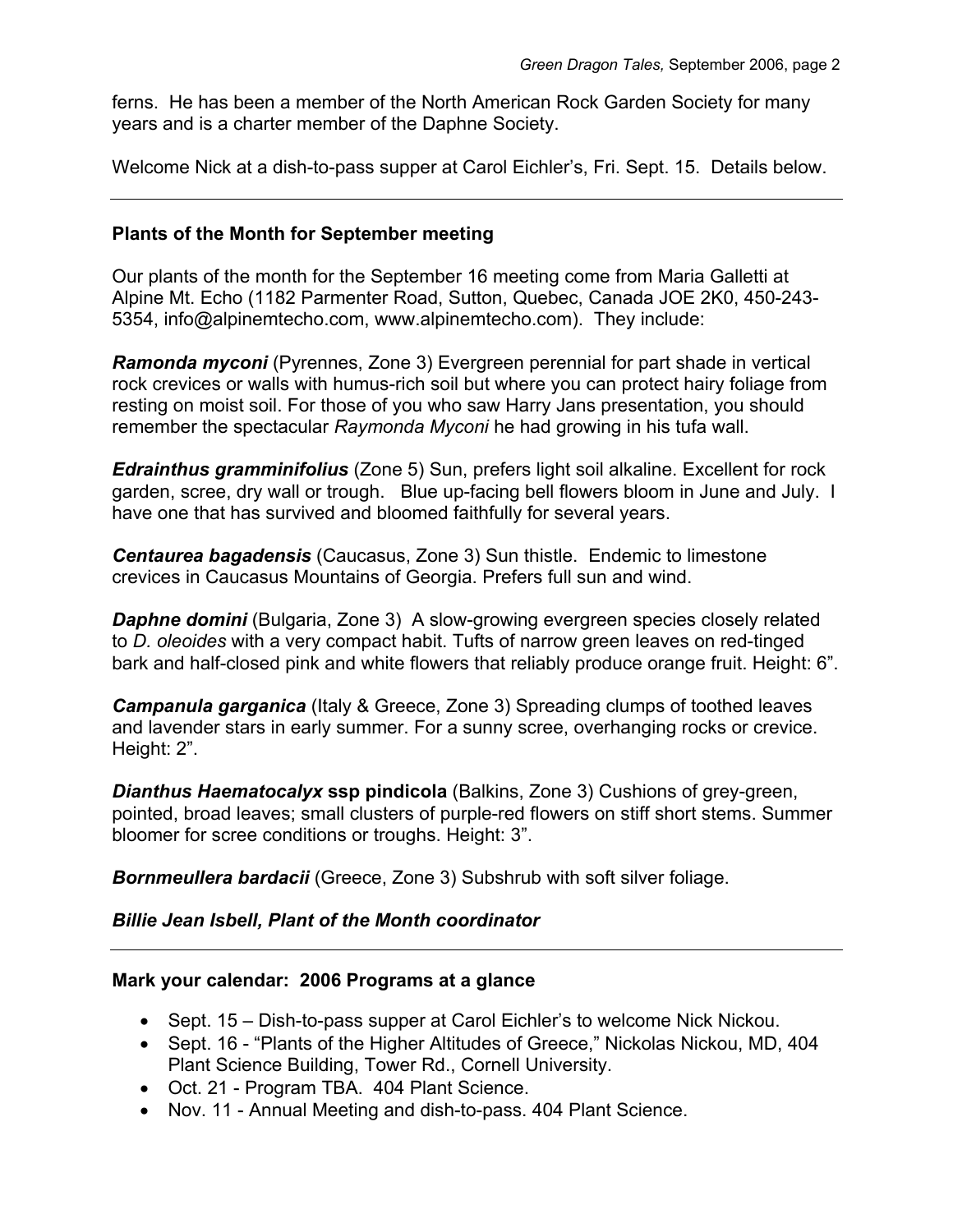ferns. He has been a member of the North American Rock Garden Society for many years and is a charter member of the Daphne Society.

Welcome Nick at a dish-to-pass supper at Carol Eichler's, Fri. Sept. 15. Details below.

---

**Plants of the Month for September meeting**

Our plants of the month for the September 16 meeting come from Maria Galletti at Alpine Mt. Echo (1182 Parmenter Road, Sutton, Quebec, Canada JOE 2K0, 450-243-5354, info@alpinemtecho.com, www.alpinemtecho.com). They include:

***Ramonda myconi*** (Pyrennes, Zone 3) Evergreen perennial for part shade in vertical rock crevices or walls with humus-rich soil but where you can protect hairy foliage from resting on moist soil. For those of you who saw Harry Jans presentation, you should remember the spectacular *Raymonda Myconi* he had growing in his tufa wall.

***Edrainthus gramminifolius*** (Zone 5) Sun, prefers light soil alkaline. Excellent for rock garden, scree, dry wall or trough. Blue up-facing bell flowers bloom in June and July. I have one that has survived and bloomed faithfully for several years.

***Centaurea bagadensis*** (Caucasus, Zone 3) Sun thistle. Endemic to limestone crevices in Caucasus Mountains of Georgia. Prefers full sun and wind.

***Daphne domini*** (Bulgaria, Zone 3) A slow-growing evergreen species closely related to *D. oleoides* with a very compact habit. Tufts of narrow green leaves on red-tinged bark and half-closed pink and white flowers that reliably produce orange fruit. Height: 6".

***Campanula garganica*** (Italy & Greece, Zone 3) Spreading clumps of toothed leaves and lavender stars in early summer. For a sunny scree, overhanging rocks or crevice. Height: 2".

***Dianthus Haematocalyx* ssp pindicola** (Balkins, Zone 3) Cushions of grey-green, pointed, broad leaves; small clusters of purple-red flowers on stiff short stems. Summer bloomer for scree conditions or troughs. Height: 3".

***Bornmeullera bardacii*** (Greece, Zone 3) Subshrub with soft silver foliage.

***Billie Jean Isbell, Plant of the Month coordinator***

---

**Mark your calendar: 2006 Programs at a glance**

- Sept. 15 – Dish-to-pass supper at Carol Eichler's to welcome Nick Nickou.
- Sept. 16 - "Plants of the Higher Altitudes of Greece," Nickolas Nickou, MD, 404 Plant Science Building, Tower Rd., Cornell University.
- Oct. 21 - Program TBA. 404 Plant Science.
- Nov. 11 - Annual Meeting and dish-to-pass. 404 Plant Science.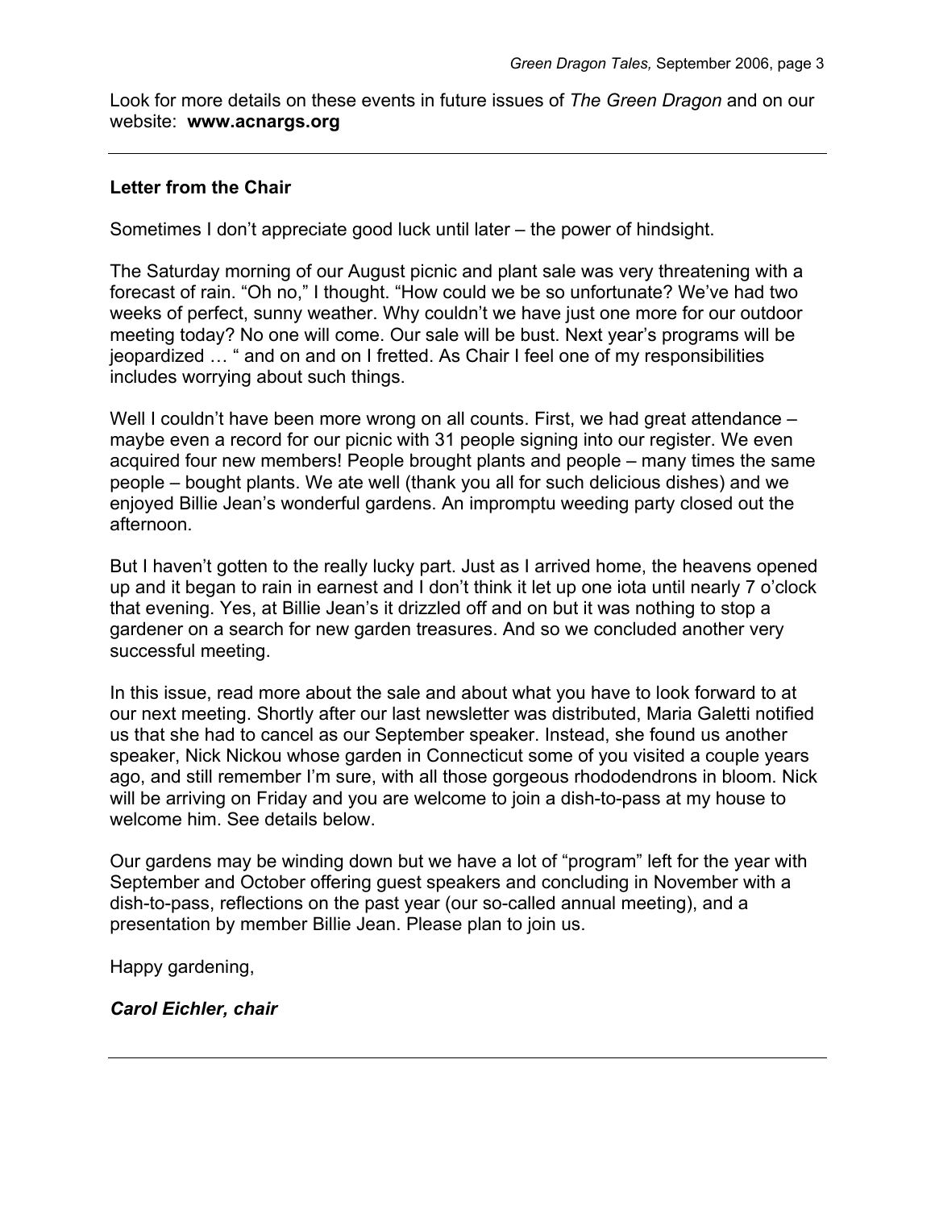Look for more details on these events in future issues of *The Green Dragon* and on our website: **www.acnargs.org**

---

## Letter from the Chair

Sometimes I don't appreciate good luck until later – the power of hindsight.

The Saturday morning of our August picnic and plant sale was very threatening with a forecast of rain. "Oh no," I thought. "How could we be so unfortunate? We've had two weeks of perfect, sunny weather. Why couldn't we have just one more for our outdoor meeting today? No one will come. Our sale will be bust. Next year's programs will be jeopardized … " and on and on I fretted. As Chair I feel one of my responsibilities includes worrying about such things.

Well I couldn't have been more wrong on all counts. First, we had great attendance – maybe even a record for our picnic with 31 people signing into our register. We even acquired four new members! People brought plants and people – many times the same people – bought plants. We ate well (thank you all for such delicious dishes) and we enjoyed Billie Jean's wonderful gardens. An impromptu weeding party closed out the afternoon.

But I haven't gotten to the really lucky part. Just as I arrived home, the heavens opened up and it began to rain in earnest and I don't think it let up one iota until nearly 7 o'clock that evening. Yes, at Billie Jean's it drizzled off and on but it was nothing to stop a gardener on a search for new garden treasures. And so we concluded another very successful meeting.

In this issue, read more about the sale and about what you have to look forward to at our next meeting. Shortly after our last newsletter was distributed, Maria Galetti notified us that she had to cancel as our September speaker. Instead, she found us another speaker, Nick Nickou whose garden in Connecticut some of you visited a couple years ago, and still remember I'm sure, with all those gorgeous rhododendrons in bloom. Nick will be arriving on Friday and you are welcome to join a dish-to-pass at my house to welcome him. See details below.

Our gardens may be winding down but we have a lot of "program" left for the year with September and October offering guest speakers and concluding in November with a dish-to-pass, reflections on the past year (our so-called annual meeting), and a presentation by member Billie Jean. Please plan to join us.

Happy gardening,

***Carol Eichler, chair***

---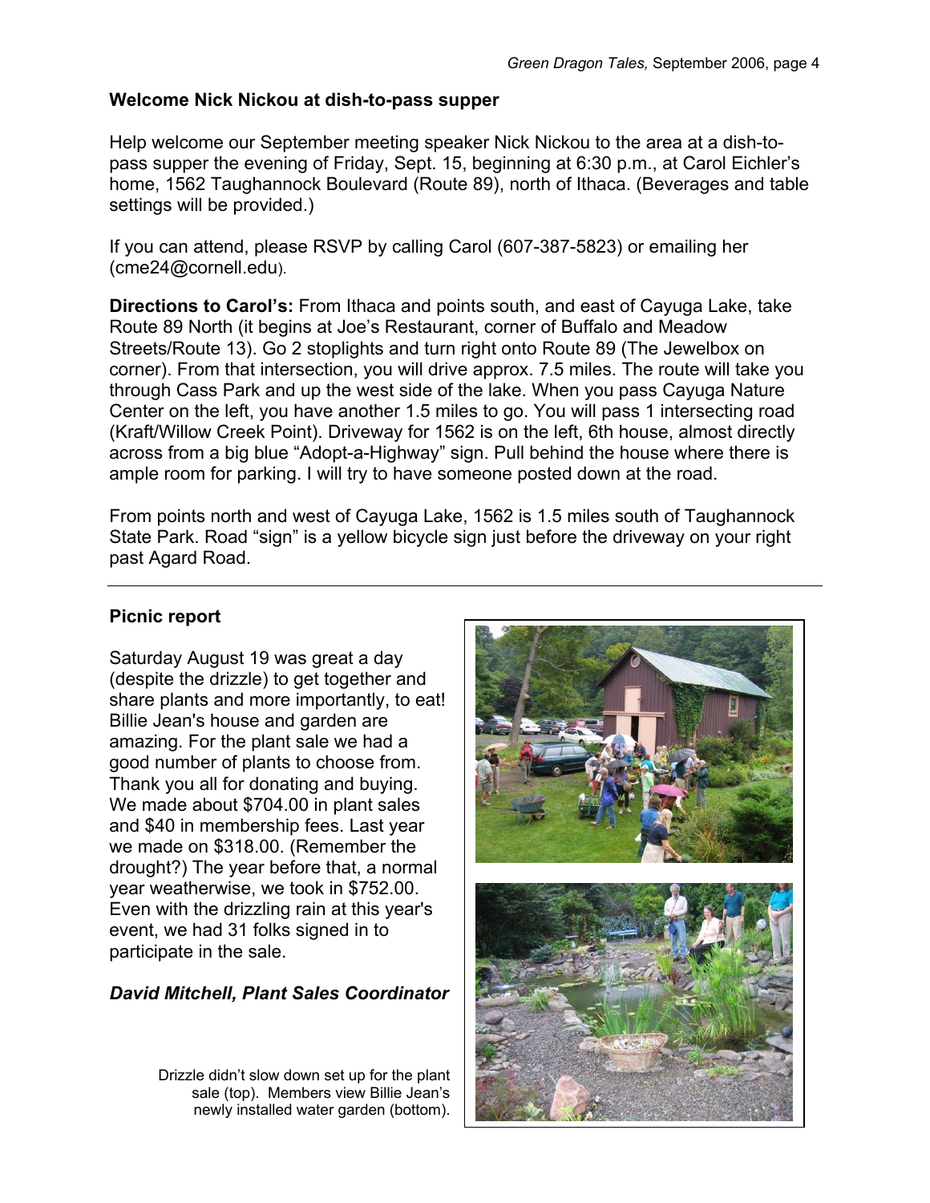## Welcome Nick Nickou at dish-to-pass supper

Help welcome our September meeting speaker Nick Nickou to the area at a dish-to-pass supper the evening of Friday, Sept. 15, beginning at 6:30 p.m., at Carol Eichler's home, 1562 Taughannock Boulevard (Route 89), north of Ithaca. (Beverages and table settings will be provided.)

If you can attend, please RSVP by calling Carol (607-387-5823) or emailing her (cme24@cornell.edu).

**Directions to Carol's:** From Ithaca and points south, and east of Cayuga Lake, take Route 89 North (it begins at Joe's Restaurant, corner of Buffalo and Meadow Streets/Route 13). Go 2 stoplights and turn right onto Route 89 (The Jewelbox on corner). From that intersection, you will drive approx. 7.5 miles. The route will take you through Cass Park and up the west side of the lake. When you pass Cayuga Nature Center on the left, you have another 1.5 miles to go. You will pass 1 intersecting road (Kraft/Willow Creek Point). Driveway for 1562 is on the left, 6th house, almost directly across from a big blue "Adopt-a-Highway" sign. Pull behind the house where there is ample room for parking. I will try to have someone posted down at the road.

From points north and west of Cayuga Lake, 1562 is 1.5 miles south of Taughannock State Park. Road "sign" is a yellow bicycle sign just before the driveway on your right past Agard Road.

---

## Picnic report

Saturday August 19 was great a day (despite the drizzle) to get together and share plants and more importantly, to eat! Billie Jean's house and garden are amazing. For the plant sale we had a good number of plants to choose from. Thank you all for donating and buying. We made about $704.00 in plant sales and $40 in membership fees. Last year we made on $318.00. (Remember the drought?) The year before that, a normal year weatherwise, we took in $752.00. Even with the drizzling rain at this year's event, we had 31 folks signed in to participate in the sale.

***David Mitchell, Plant Sales Coordinator***

Drizzle didn't slow down set up for the plant sale (top). Members view Billie Jean's newly installed water garden (bottom).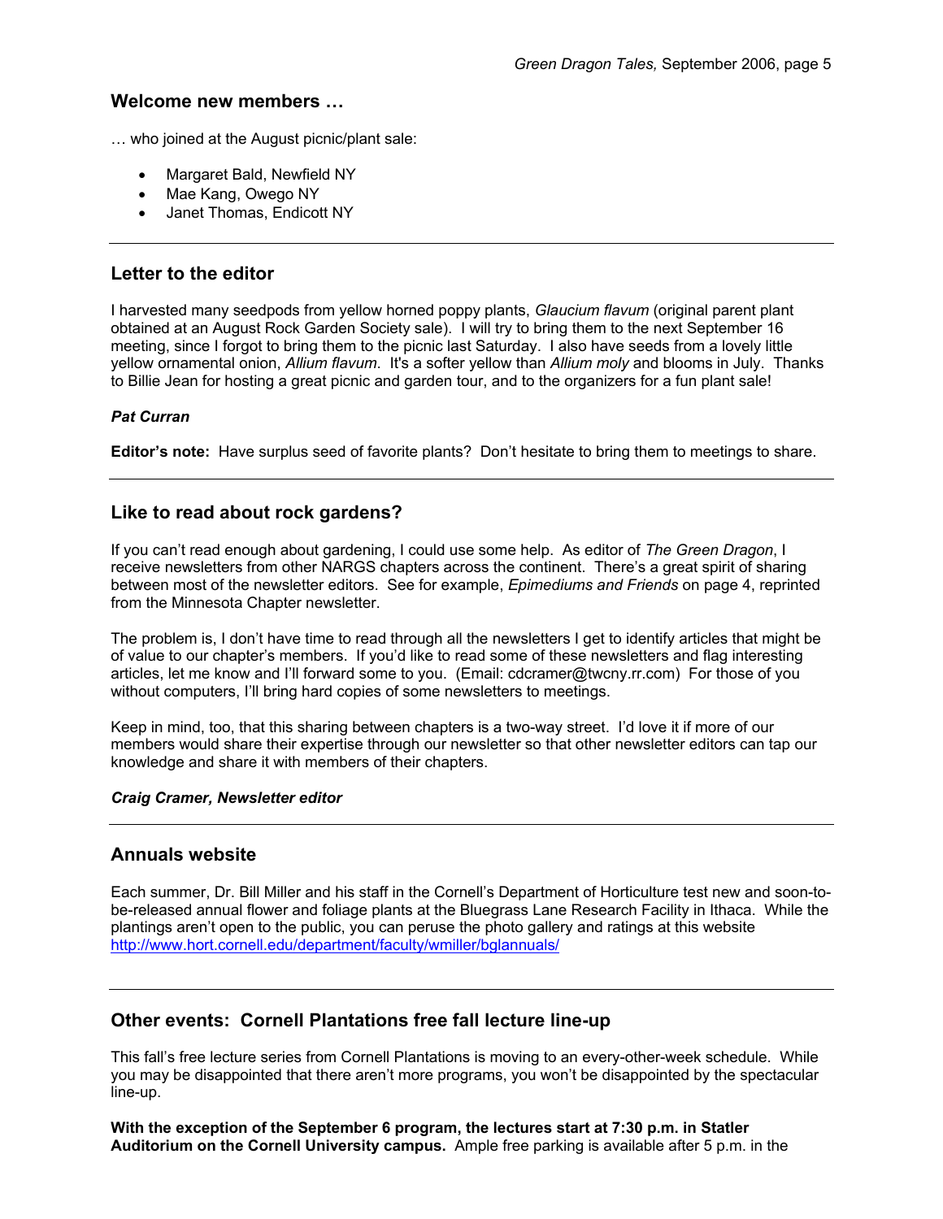## Welcome new members …

… who joined at the August picnic/plant sale:

- Margaret Bald, Newfield NY
- Mae Kang, Owego NY
- Janet Thomas, Endicott NY

---

## Letter to the editor

I harvested many seedpods from yellow horned poppy plants, *Glaucium flavum* (original parent plant obtained at an August Rock Garden Society sale). I will try to bring them to the next September 16 meeting, since I forgot to bring them to the picnic last Saturday. I also have seeds from a lovely little yellow ornamental onion, *Allium flavum*. It's a softer yellow than *Allium moly* and blooms in July. Thanks to Billie Jean for hosting a great picnic and garden tour, and to the organizers for a fun plant sale!

***Pat Curran***

**Editor's note:** Have surplus seed of favorite plants? Don't hesitate to bring them to meetings to share.

---

## Like to read about rock gardens?

If you can't read enough about gardening, I could use some help. As editor of *The Green Dragon*, I receive newsletters from other NARGS chapters across the continent. There's a great spirit of sharing between most of the newsletter editors. See for example, *Epimediums and Friends* on page 4, reprinted from the Minnesota Chapter newsletter.

The problem is, I don't have time to read through all the newsletters I get to identify articles that might be of value to our chapter's members. If you'd like to read some of these newsletters and flag interesting articles, let me know and I'll forward some to you. (Email: cdcramer@twcny.rr.com) For those of you without computers, I'll bring hard copies of some newsletters to meetings.

Keep in mind, too, that this sharing between chapters is a two-way street. I'd love it if more of our members would share their expertise through our newsletter so that other newsletter editors can tap our knowledge and share it with members of their chapters.

***Craig Cramer, Newsletter editor***

---

## Annuals website

Each summer, Dr. Bill Miller and his staff in the Cornell's Department of Horticulture test new and soon-to-be-released annual flower and foliage plants at the Bluegrass Lane Research Facility in Ithaca. While the plantings aren't open to the public, you can peruse the photo gallery and ratings at this website http://www.hort.cornell.edu/department/faculty/wmiller/bglannuals/

---

## Other events: Cornell Plantations free fall lecture line-up

This fall's free lecture series from Cornell Plantations is moving to an every-other-week schedule. While you may be disappointed that there aren't more programs, you won't be disappointed by the spectacular line-up.

**With the exception of the September 6 program, the lectures start at 7:30 p.m. in Statler Auditorium on the Cornell University campus.** Ample free parking is available after 5 p.m. in the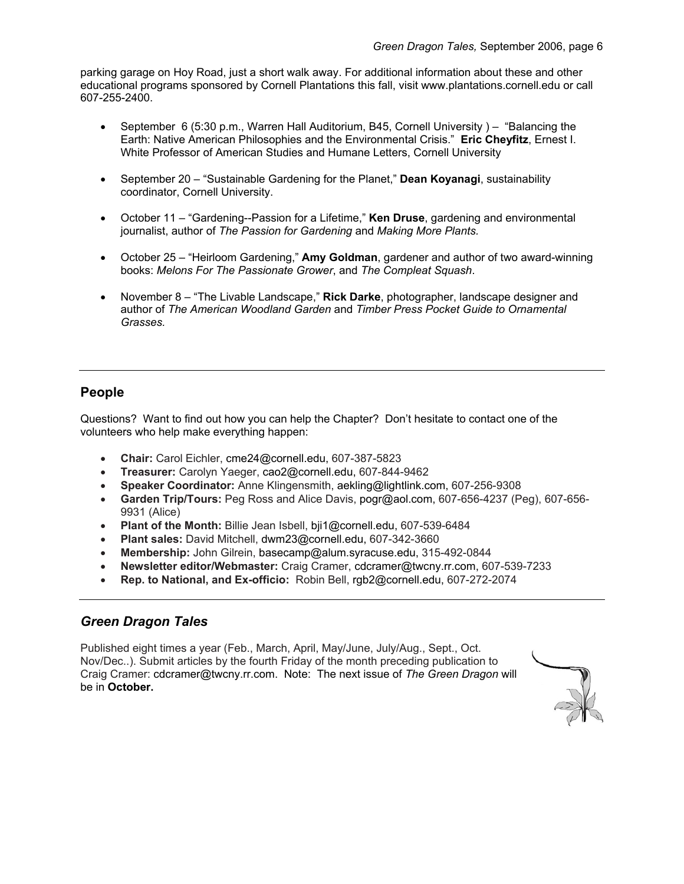parking garage on Hoy Road, just a short walk away. For additional information about these and other educational programs sponsored by Cornell Plantations this fall, visit www.plantations.cornell.edu or call 607-255-2400.

- September 6 (5:30 p.m., Warren Hall Auditorium, B45, Cornell University ) – "Balancing the Earth: Native American Philosophies and the Environmental Crisis." **Eric Cheyfitz**, Ernest I. White Professor of American Studies and Humane Letters, Cornell University

- September 20 – "Sustainable Gardening for the Planet," **Dean Koyanagi**, sustainability coordinator, Cornell University.

- October 11 – "Gardening--Passion for a Lifetime," **Ken Druse**, gardening and environmental journalist, author of *The Passion for Gardening* and *Making More Plants.*

- October 25 – "Heirloom Gardening," **Amy Goldman**, gardener and author of two award-winning books: *Melons For The Passionate Grower*, and *The Compleat Squash*.

- November 8 – "The Livable Landscape," **Rick Darke**, photographer, landscape designer and author of *The American Woodland Garden* and *Timber Press Pocket Guide to Ornamental Grasses.*

## People

Questions? Want to find out how you can help the Chapter? Don't hesitate to contact one of the volunteers who help make everything happen:

- **Chair:** Carol Eichler, cme24@cornell.edu, 607-387-5823
- **Treasurer:** Carolyn Yaeger, cao2@cornell.edu, 607-844-9462
- **Speaker Coordinator:** Anne Klingensmith, aekling@lightlink.com, 607-256-9308
- **Garden Trip/Tours:** Peg Ross and Alice Davis, pogr@aol.com, 607-656-4237 (Peg), 607-656-9931 (Alice)
- **Plant of the Month:** Billie Jean Isbell, bji1@cornell.edu, 607-539-6484
- **Plant sales:** David Mitchell, dwm23@cornell.edu, 607-342-3660
- **Membership:** John Gilrein, basecamp@alum.syracuse.edu, 315-492-0844
- **Newsletter editor/Webmaster:** Craig Cramer, cdcramer@twcny.rr.com, 607-539-7233
- **Rep. to National, and Ex-officio:** Robin Bell, rgb2@cornell.edu, 607-272-2074

## *Green Dragon Tales*

Published eight times a year (Feb., March, April, May/June, July/Aug., Sept., Oct. Nov/Dec..). Submit articles by the fourth Friday of the month preceding publication to Craig Cramer: cdcramer@twcny.rr.com. Note: The next issue of *The Green Dragon* will be in **October.**